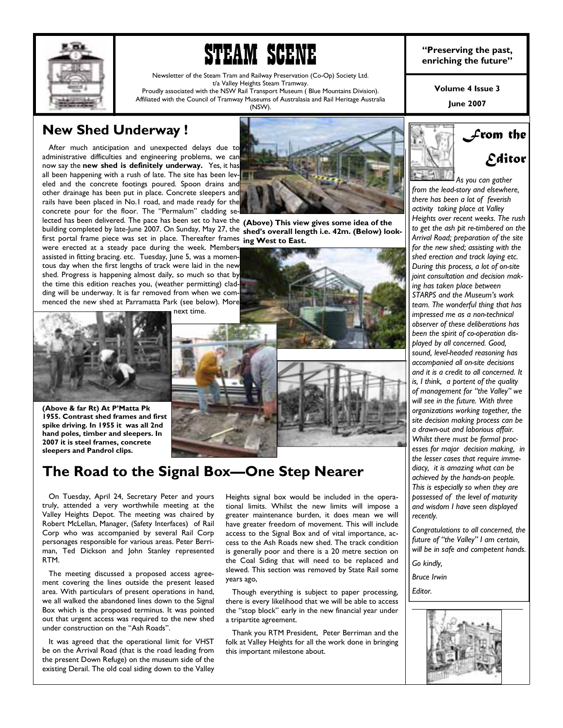# STEAM SCENE

Newsletter of the Steam Tram and Railway Preservation (Co-Op) Society Ltd.
t/a Valley Heights Steam Tramway.
Proudly associated with the NSW Rail Transport Museum ( Blue Mountains Division).
Affiliated with the Council of Tramway Museums of Australasia and Rail Heritage Australia (NSW).

**"Preserving the past, enriching the future"**

**Volume 4 Issue 3**

**June 2007**

## New Shed Underway !

After much anticipation and unexpected delays due to administrative difficulties and engineering problems, we can now say the **new shed is definitely underway.** Yes, it has all been happening with a rush of late. The site has been levelled and the concrete footings poured. Spoon drains and other drainage has been put in place. Concrete sleepers and rails have been placed in No.1 road, and made ready for the concrete pour for the floor. The "Permalum" cladding selected has been delivered. The pace has been set to have the building completed by late-June 2007. On Sunday, May 27, the first portal frame piece was set in place. Thereafter frames were erected at a steady pace during the week. Members assisted in fitting bracing. etc. Tuesday, June 5, was a momentous day when the first lengths of track were laid in the new shed. Progress is happening almost daily, so much so that by the time this edition reaches you, (weather permitting) cladding will be underway. It is far removed from when we commenced the new shed at Parramatta Park (see below). More next time.

**(Above) This view gives some idea of the shed's overall length i.e. 42m. (Below) looking West to East.**

**(Above & far Rt) At P'Matta Pk 1955. Contrast shed frames and first spike driving. In 1955 it was all 2nd hand poles, timber and sleepers. In 2007 it is steel frames, concrete sleepers and Pandrol clips.**

## The Road to the Signal Box—One Step Nearer

On Tuesday, April 24, Secretary Peter and yours truly, attended a very worthwhile meeting at the Valley Heights Depot. The meeting was chaired by Robert McLellan, Manager, (Safety Interfaces) of Rail Corp who was accompanied by several Rail Corp personages responsible for various areas. Peter Berriman, Ted Dickson and John Stanley represented RTM.

The meeting discussed a proposed access agreement covering the lines outside the present leased area. With particulars of present operations in hand, we all walked the abandoned lines down to the Signal Box which is the proposed terminus. It was pointed out that urgent access was required to the new shed under construction on the "Ash Roads".

It was agreed that the operational limit for VHST be on the Arrival Road (that is the road leading from the present Down Refuge) on the museum side of the existing Derail. The old coal siding down to the Valley Heights signal box would be included in the operational limits. Whilst the new limits will impose a greater maintenance burden, it does mean we will have greater freedom of movement. This will include access to the Signal Box and of vital importance, access to the Ash Roads new shed. The track condition is generally poor and there is a 20 metre section on the Coal Siding that will need to be replaced and slewed. This section was removed by State Rail some years ago,

Though everything is subject to paper processing, there is every likelihood that we will be able to access the "stop block" early in the new financial year under a tripartite agreement.

Thank you RTM President, Peter Berriman and the folk at Valley Heights for all the work done in bringing this important milestone about.

## From the Editor

*As you can gather from the lead-story and elsewhere, there has been a lot of feverish activity taking place at Valley Heights over recent weeks. The rush to get the ash pit re-timbered on the Arrival Road; preparation of the site for the new shed; assisting with the shed erection and track laying etc. During this process, a lot of on-site joint consultation and decision making has taken place between STARPS and the Museum's work team. The wonderful thing that has impressed me as a non-technical observer of these deliberations has been the spirit of co-operation displayed by all concerned. Good, sound, level-headed reasoning has accompanied all on-site decisions and it is a credit to all concerned. It is, I think, a portent of the quality of management for "the Valley" we will see in the future. With three organizations working together, the site decision making process can be a drawn-out and laborious affair. Whilst there must be formal processes for major decision making, in the lesser cases that require immediacy, it is amazing what can be achieved by the hands-on people. This is especially so when they are possessed of the level of maturity and wisdom I have seen displayed recently.*

*Congratulations to all concerned, the future of "the Valley" I am certain, will be in safe and competent hands.*

*Go kindly,*

*Bruce Irwin*

*Editor.*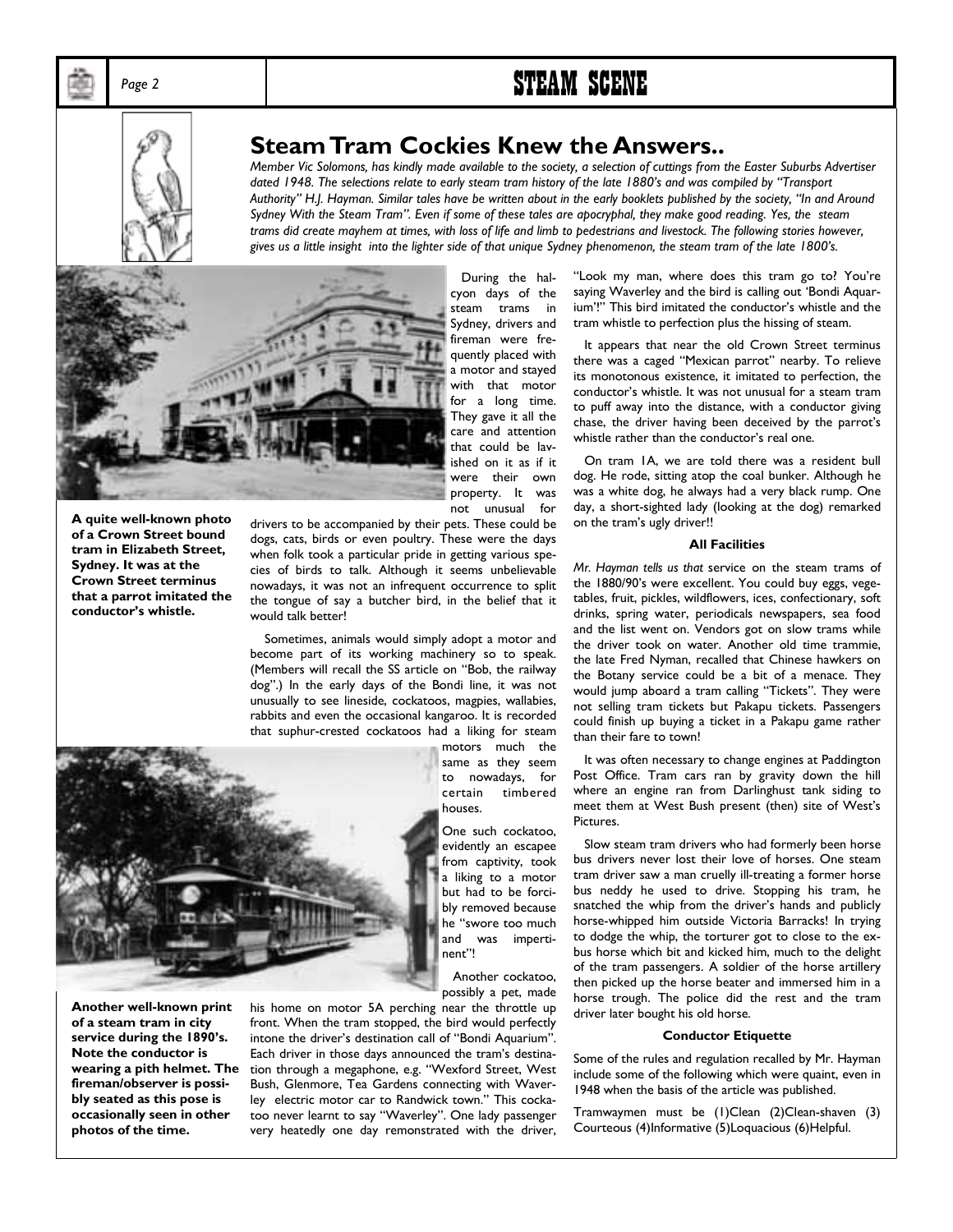## Steam Tram Cockies Knew the Answers..

*Member Vic Solomons, has kindly made available to the society, a selection of cuttings from the Easter Suburbs Advertiser dated 1948. The selections relate to early steam tram history of the late 1880's and was compiled by "Transport Authority" H.J. Hayman. Similar tales have be written about in the early booklets published by the society, "In and Around Sydney With the Steam Tram". Even if some of these tales are apocryphal, they make good reading. Yes, the steam trams did create mayhem at times, with loss of life and limb to pedestrians and livestock. The following stories however, gives us a little insight into the lighter side of that unique Sydney phenomenon, the steam tram of the late 1800's.*

**A quite well-known photo of a Crown Street bound tram in Elizabeth Street, Sydney. It was at the Crown Street terminus that a parrot imitated the conductor's whistle.**

During the halcyon days of the steam trams in Sydney, drivers and fireman were frequently placed with a motor and stayed with that motor for a long time. They gave it all the care and attention that could be lavished on it as if it were their own property. It was not unusual for drivers to be accompanied by their pets. These could be dogs, cats, birds or even poultry. These were the days when folk took a particular pride in getting various species of birds to talk. Although it seems unbelievable nowadays, it was not an infrequent occurrence to split the tongue of say a butcher bird, in the belief that it would talk better!

Sometimes, animals would simply adopt a motor and become part of its working machinery so to speak. (Members will recall the SS article on "Bob, the railway dog".) In the early days of the Bondi line, it was not unusually to see lineside, cockatoos, magpies, wallabies, rabbits and even the occasional kangaroo. It is recorded that suphur-crested cockatoos had a liking for steam motors much the same as they seem to nowadays, for certain timbered houses.

One such cockatoo, evidently an escapee from captivity, took a liking to a motor but had to be forcibly removed because he "swore too much and was impertinent"!

Another cockatoo, possibly a pet, made his home on motor 5A perching near the throttle up front. When the tram stopped, the bird would perfectly intone the driver's destination call of "Bondi Aquarium". Each driver in those days announced the tram's destination through a megaphone, e.g. "Wexford Street, West Bush, Glenmore, Tea Gardens connecting with Waverley electric motor car to Randwick town." This cockatoo never learnt to say "Waverley". One lady passenger very heatedly one day remonstrated with the driver, "Look my man, where does this tram go to? You're saying Waverley and the bird is calling out 'Bondi Aquarium'!" This bird imitated the conductor's whistle and the tram whistle to perfection plus the hissing of steam.

**Another well-known print of a steam tram in city service during the 1890's. Note the conductor is wearing a pith helmet. The fireman/observer is possibly seated as this pose is occasionally seen in other photos of the time.**

It appears that near the old Crown Street terminus there was a caged "Mexican parrot" nearby. To relieve its monotonous existence, it imitated to perfection, the conductor's whistle. It was not unusual for a steam tram to puff away into the distance, with a conductor giving chase, the driver having been deceived by the parrot's whistle rather than the conductor's real one.

On tram 1A, we are told there was a resident bull dog. He rode, sitting atop the coal bunker. Although he was a white dog, he always had a very black rump. One day, a short-sighted lady (looking at the dog) remarked on the tram's ugly driver!!

#### All Facilities

*Mr. Hayman tells us that* service on the steam trams of the 1880/90's were excellent. You could buy eggs, vegetables, fruit, pickles, wildflowers, ices, confectionary, soft drinks, spring water, periodicals newspapers, sea food and the list went on. Vendors got on slow trams while the driver took on water. Another old time trammie, the late Fred Nyman, recalled that Chinese hawkers on the Botany service could be a bit of a menace. They would jump aboard a tram calling "Tickets". They were not selling tram tickets but Pakapu tickets. Passengers could finish up buying a ticket in a Pakapu game rather than their fare to town!

It was often necessary to change engines at Paddington Post Office. Tram cars ran by gravity down the hill where an engine ran from Darlinghust tank siding to meet them at West Bush present (then) site of West's Pictures.

Slow steam tram drivers who had formerly been horse bus drivers never lost their love of horses. One steam tram driver saw a man cruelly ill-treating a former horse bus neddy he used to drive. Stopping his tram, he snatched the whip from the driver's hands and publicly horse-whipped him outside Victoria Barracks! In trying to dodge the whip, the torturer got to close to the ex-bus horse which bit and kicked him, much to the delight of the tram passengers. A soldier of the horse artillery then picked up the horse beater and immersed him in a horse trough. The police did the rest and the tram driver later bought his old horse.

#### Conductor Etiquette

Some of the rules and regulation recalled by Mr. Hayman include some of the following which were quaint, even in 1948 when the basis of the article was published.

Tramwaymen must be (1)Clean (2)Clean-shaven (3) Courteous (4)Informative (5)Loquacious (6)Helpful.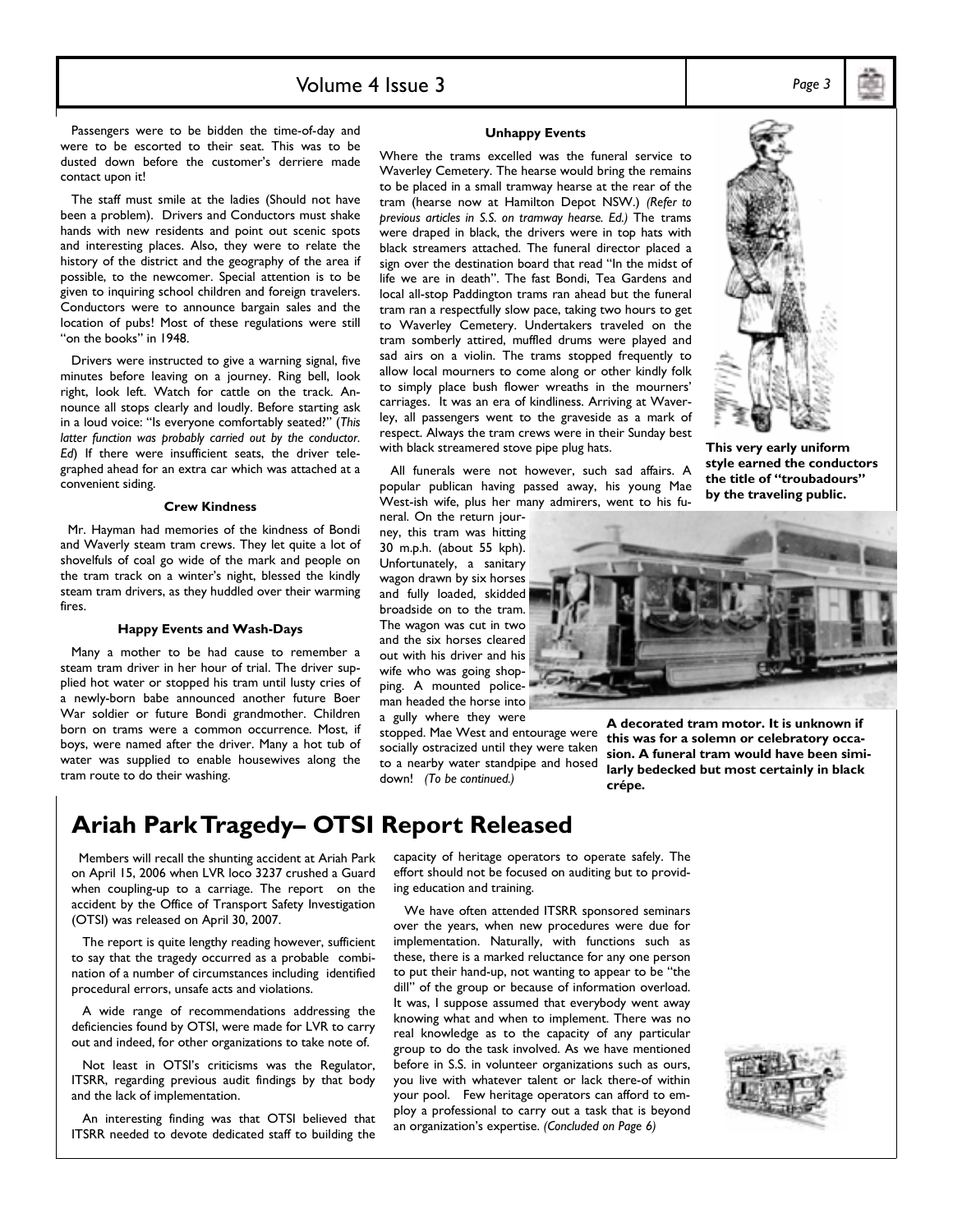Passengers were to be bidden the time-of-day and were to be escorted to their seat. This was to be dusted down before the customer's derriere made contact upon it!

The staff must smile at the ladies (Should not have been a problem). Drivers and Conductors must shake hands with new residents and point out scenic spots and interesting places. Also, they were to relate the history of the district and the geography of the area if possible, to the newcomer. Special attention is to be given to inquiring school children and foreign travelers. Conductors were to announce bargain sales and the location of pubs! Most of these regulations were still "on the books" in 1948.

Drivers were instructed to give a warning signal, five minutes before leaving on a journey. Ring bell, look right, look left. Watch for cattle on the track. Announce all stops clearly and loudly. Before starting ask in a loud voice: "Is everyone comfortably seated?" (*This latter function was probably carried out by the conductor. Ed*) If there were insufficient seats, the driver telegraphed ahead for an extra car which was attached at a convenient siding.

**Crew Kindness**

Mr. Hayman had memories of the kindness of Bondi and Waverly steam tram crews. They let quite a lot of shovelfuls of coal go wide of the mark and people on the tram track on a winter's night, blessed the kindly steam tram drivers, as they huddled over their warming fires.

**Happy Events and Wash-Days**

Many a mother to be had cause to remember a steam tram driver in her hour of trial. The driver supplied hot water or stopped his tram until lusty cries of a newly-born babe announced another future Boer War soldier or future Bondi grandmother. Children born on trams were a common occurrence. Most, if boys, were named after the driver. Many a hot tub of water was supplied to enable housewives along the tram route to do their washing.

**Unhappy Events**

Where the trams excelled was the funeral service to Waverley Cemetery. The hearse would bring the remains to be placed in a small tramway hearse at the rear of the tram (hearse now at Hamilton Depot NSW.) *(Refer to previous articles in S.S. on tramway hearse. Ed.)* The trams were draped in black, the drivers were in top hats with black streamers attached. The funeral director placed a sign over the destination board that read "In the midst of life we are in death". The fast Bondi, Tea Gardens and local all-stop Paddington trams ran ahead but the funeral tram ran a respectfully slow pace, taking two hours to get to Waverley Cemetery. Undertakers traveled on the tram somberly attired, muffled drums were played and sad airs on a violin. The trams stopped frequently to allow local mourners to come along or other kindly folk to simply place bush flower wreaths in the mourners' carriages. It was an era of kindliness. Arriving at Waverley, all passengers went to the graveside as a mark of respect. Always the tram crews were in their Sunday best with black streamered stove pipe plug hats.

All funerals were not however, such sad affairs. A popular publican having passed away, his young Mae West-ish wife, plus her many admirers, went to his funeral. On the return journey, this tram was hitting 30 m.p.h. (about 55 kph). Unfortunately, a sanitary wagon drawn by six horses and fully loaded, skidded broadside on to the tram. The wagon was cut in two and the six horses cleared out with his driver and his wife who was going shopping. A mounted policeman headed the horse into a gully where they were stopped. Mae West and entourage were socially ostracized until they were taken to a nearby water standpipe and hosed down! *(To be continued.)*

**This very early uniform style earned the conductors the title of "troubadours" by the traveling public.**

**A decorated tram motor. It is unknown if this was for a solemn or celebratory occasion. A funeral tram would have been similarly bedecked but most certainly in black crépe.**

# Ariah Park Tragedy– OTSI Report Released

Members will recall the shunting accident at Ariah Park on April 15, 2006 when LVR loco 3237 crushed a Guard when coupling-up to a carriage. The report on the accident by the Office of Transport Safety Investigation (OTSI) was released on April 30, 2007.

The report is quite lengthy reading however, sufficient to say that the tragedy occurred as a probable combination of a number of circumstances including identified procedural errors, unsafe acts and violations.

A wide range of recommendations addressing the deficiencies found by OTSI, were made for LVR to carry out and indeed, for other organizations to take note of.

Not least in OTSI's criticisms was the Regulator, ITSRR, regarding previous audit findings by that body and the lack of implementation.

An interesting finding was that OTSI believed that ITSRR needed to devote dedicated staff to building the capacity of heritage operators to operate safely. The effort should not be focused on auditing but to providing education and training.

We have often attended ITSRR sponsored seminars over the years, when new procedures were due for implementation. Naturally, with functions such as these, there is a marked reluctance for any one person to put their hand-up, not wanting to appear to be "the dill" of the group or because of information overload. It was, I suppose assumed that everybody went away knowing what and when to implement. There was no real knowledge as to the capacity of any particular group to do the task involved. As we have mentioned before in S.S. in volunteer organizations such as ours, you live with whatever talent or lack there-of within your pool. Few heritage operators can afford to employ a professional to carry out a task that is beyond an organization's expertise. *(Concluded on Page 6)*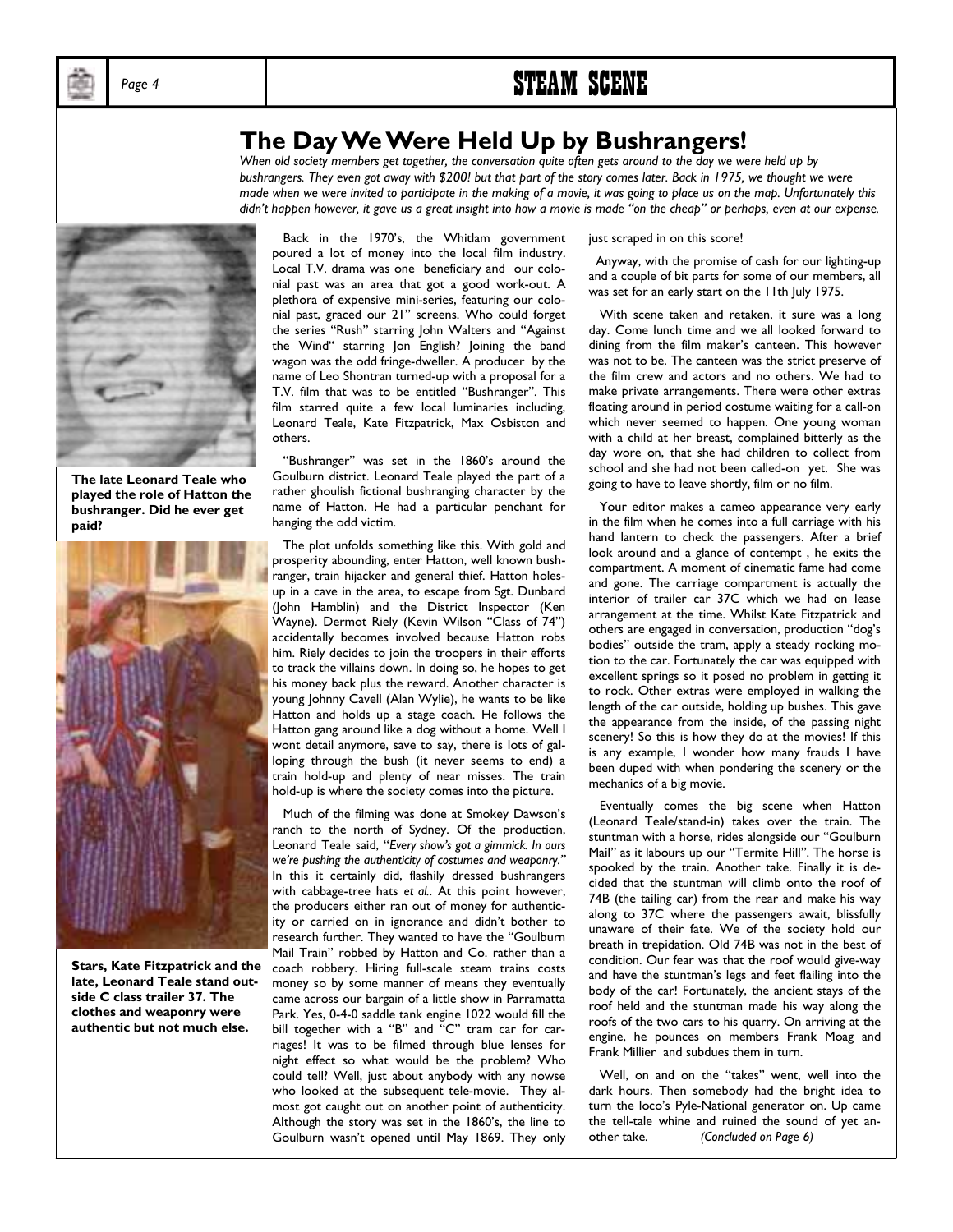# The Day We Were Held Up by Bushrangers!

*When old society members get together, the conversation quite often gets around to the day we were held up by bushrangers. They even got away with $200! but that part of the story comes later. Back in 1975, we thought we were made when we were invited to participate in the making of a movie, it was going to place us on the map. Unfortunately this didn't happen however, it gave us a great insight into how a movie is made "on the cheap" or perhaps, even at our expense.*

**The late Leonard Teale who played the role of Hatton the bushranger. Did he ever get paid?**

**Stars, Kate Fitzpatrick and the late, Leonard Teale stand outside C class trailer 37. The clothes and weaponry were authentic but not much else.**

Back in the 1970's, the Whitlam government poured a lot of money into the local film industry. Local T.V. drama was one beneficiary and our colonial past was an area that got a good work-out. A plethora of expensive mini-series, featuring our colonial past, graced our 21" screens. Who could forget the series "Rush" starring John Walters and "Against the Wind" starring Jon English? Joining the band wagon was the odd fringe-dweller. A producer by the name of Leo Shontran turned-up with a proposal for a T.V. film that was to be entitled "Bushranger". This film starred quite a few local luminaries including, Leonard Teale, Kate Fitzpatrick, Max Osbiston and others.

"Bushranger" was set in the 1860's around the Goulburn district. Leonard Teale played the part of a rather ghoulish fictional bushranging character by the name of Hatton. He had a particular penchant for hanging the odd victim.

The plot unfolds something like this. With gold and prosperity abounding, enter Hatton, well known bushranger, train hijacker and general thief. Hatton holes-up in a cave in the area, to escape from Sgt. Dunbard (John Hamblin) and the District Inspector (Ken Wayne). Dermot Riely (Kevin Wilson "Class of 74") accidentally becomes involved because Hatton robs him. Riely decides to join the troopers in their efforts to track the villains down. In doing so, he hopes to get his money back plus the reward. Another character is young Johnny Cavell (Alan Wylie), he wants to be like Hatton and holds up a stage coach. He follows the Hatton gang around like a dog without a home. Well I wont detail anymore, save to say, there is lots of galloping through the bush (it never seems to end) a train hold-up and plenty of near misses. The train hold-up is where the society comes into the picture.

Much of the filming was done at Smokey Dawson's ranch to the north of Sydney. Of the production, Leonard Teale said, "*Every show's got a gimmick. In ours we're pushing the authenticity of costumes and weaponry.*" In this it certainly did, flashily dressed bushrangers with cabbage-tree hats *et al.*. At this point however, the producers either ran out of money for authenticity or carried on in ignorance and didn't bother to research further. They wanted to have the "Goulburn Mail Train" robbed by Hatton and Co. rather than a coach robbery. Hiring full-scale steam trains costs money so by some manner of means they eventually came across our bargain of a little show in Parramatta Park. Yes, 0-4-0 saddle tank engine 1022 would fill the bill together with a "B" and "C" tram car for carriages! It was to be filmed through blue lenses for night effect so what would be the problem? Who could tell? Well, just about anybody with any nowse who looked at the subsequent tele-movie. They almost got caught out on another point of authenticity. Although the story was set in the 1860's, the line to Goulburn wasn't opened until May 1869. They only just scraped in on this score!

Anyway, with the promise of cash for our lighting-up and a couple of bit parts for some of our members, all was set for an early start on the 11th July 1975.

With scene taken and retaken, it sure was a long day. Come lunch time and we all looked forward to dining from the film maker's canteen. This however was not to be. The canteen was the strict preserve of the film crew and actors and no others. We had to make private arrangements. There were other extras floating around in period costume waiting for a call-on which never seemed to happen. One young woman with a child at her breast, complained bitterly as the day wore on, that she had children to collect from school and she had not been called-on yet. She was going to have to leave shortly, film or no film.

Your editor makes a cameo appearance very early in the film when he comes into a full carriage with his hand lantern to check the passengers. After a brief look around and a glance of contempt , he exits the compartment. A moment of cinematic fame had come and gone. The carriage compartment is actually the interior of trailer car 37C which we had on lease arrangement at the time. Whilst Kate Fitzpatrick and others are engaged in conversation, production "dog's bodies" outside the tram, apply a steady rocking motion to the car. Fortunately the car was equipped with excellent springs so it posed no problem in getting it to rock. Other extras were employed in walking the length of the car outside, holding up bushes. This gave the appearance from the inside, of the passing night scenery! So this is how they do at the movies! If this is any example, I wonder how many frauds I have been duped with when pondering the scenery or the mechanics of a big movie.

Eventually comes the big scene when Hatton (Leonard Teale/stand-in) takes over the train. The stuntman with a horse, rides alongside our "Goulburn Mail" as it labours up our "Termite Hill". The horse is spooked by the train. Another take. Finally it is decided that the stuntman will climb onto the roof of 74B (the tailing car) from the rear and make his way along to 37C where the passengers await, blissfully unaware of their fate. We of the society hold our breath in trepidation. Old 74B was not in the best of condition. Our fear was that the roof would give-way and have the stuntman's legs and feet flailing into the body of the car! Fortunately, the ancient stays of the roof held and the stuntman made his way along the roofs of the two cars to his quarry. On arriving at the engine, he pounces on members Frank Moag and Frank Millier and subdues them in turn.

Well, on and on the "takes" went, well into the dark hours. Then somebody had the bright idea to turn the loco's Pyle-National generator on. Up came the tell-tale whine and ruined the sound of yet another take. *(Concluded on Page 6)*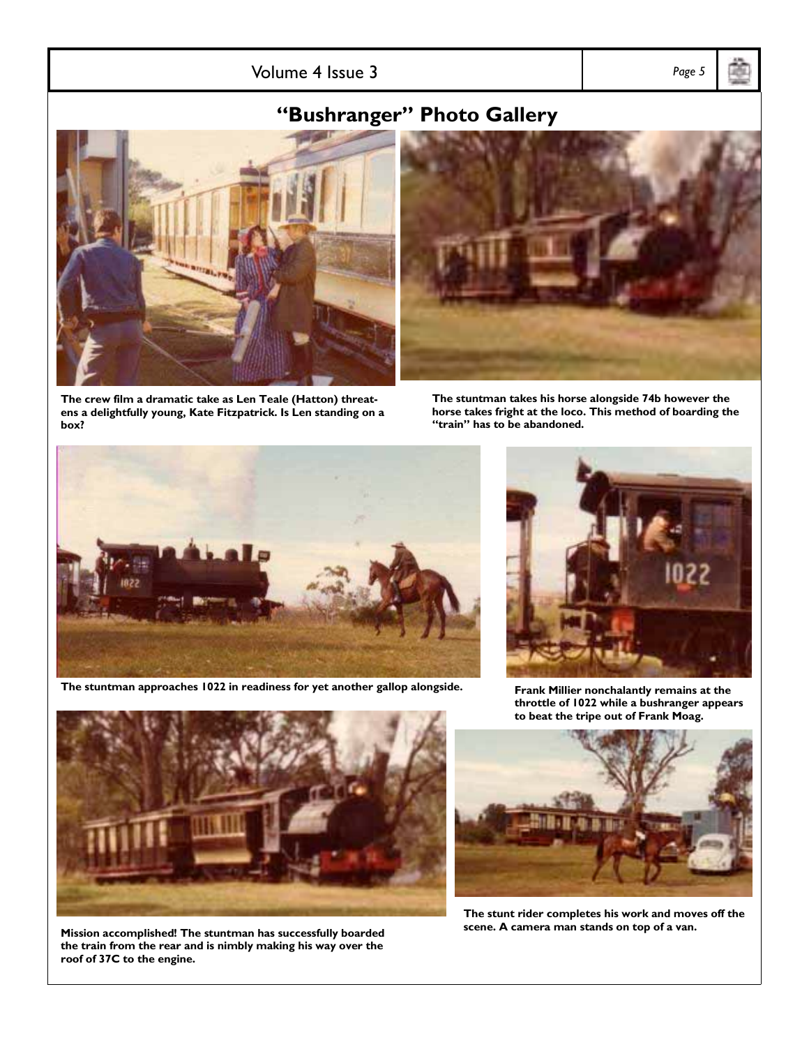## "Bushranger" Photo Gallery

**The crew film a dramatic take as Len Teale (Hatton) threatens a delightfully young, Kate Fitzpatrick. Is Len standing on a box?**

**The stuntman takes his horse alongside 74b however the horse takes fright at the loco. This method of boarding the "train" has to be abandoned.**

**The stuntman approaches 1022 in readiness for yet another gallop alongside.**

**Frank Millier nonchalantly remains at the throttle of 1022 while a bushranger appears to beat the tripe out of Frank Moag.**

**Mission accomplished! The stuntman has successfully boarded the train from the rear and is nimbly making his way over the roof of 37C to the engine.**

**The stunt rider completes his work and moves off the scene. A camera man stands on top of a van.**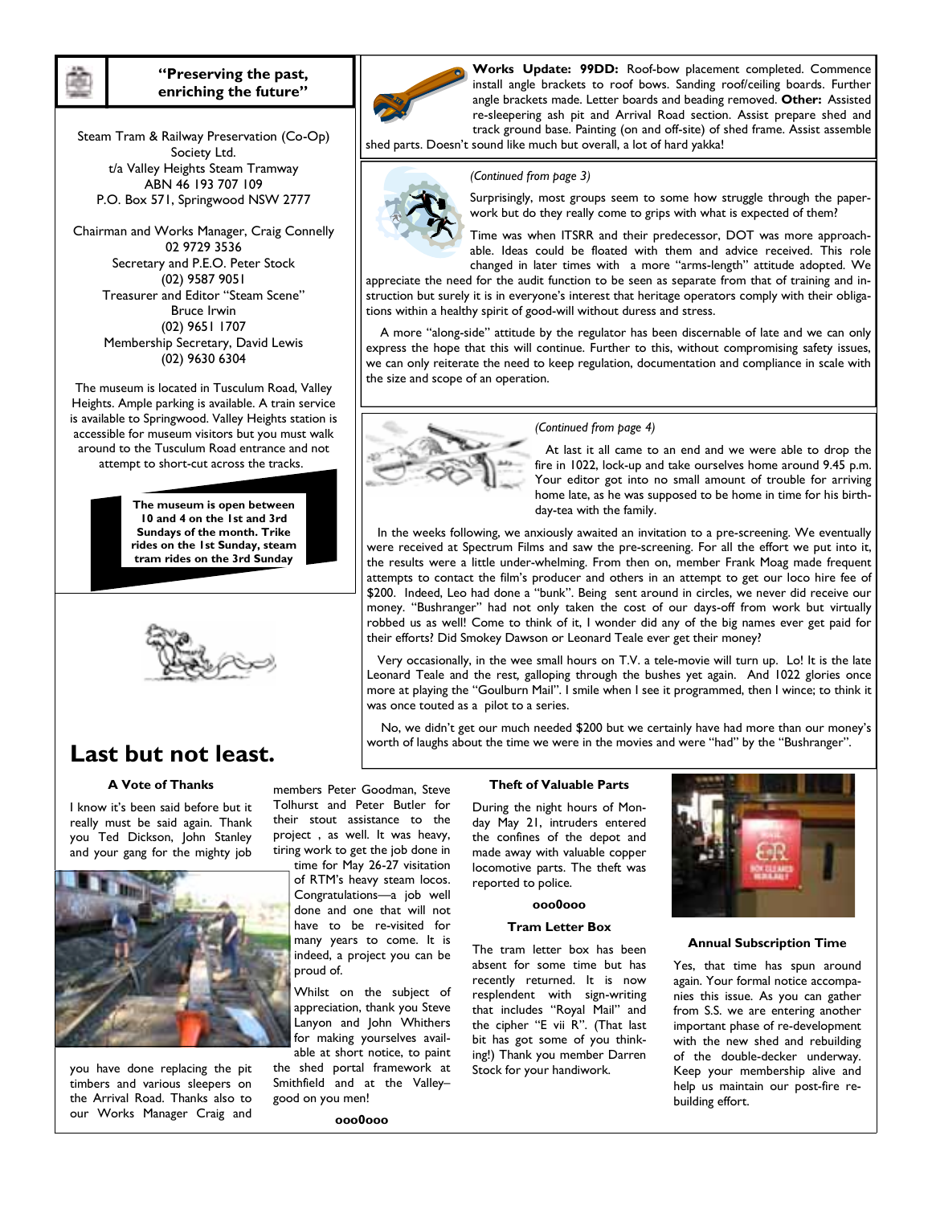**"Preserving the past, enriching the future"**

Steam Tram & Railway Preservation (Co-Op) Society Ltd.
t/a Valley Heights Steam Tramway
ABN 46 193 707 109
P.O. Box 571, Springwood NSW 2777

Chairman and Works Manager, Craig Connelly
02 9729 3536
Secretary and P.E.O. Peter Stock
(02) 9587 9051
Treasurer and Editor "Steam Scene"
Bruce Irwin
(02) 9651 1707
Membership Secretary, David Lewis
(02) 9630 6304

The museum is located in Tusculum Road, Valley Heights. Ample parking is available. A train service is available to Springwood. Valley Heights station is accessible for museum visitors but you must walk around to the Tusculum Road entrance and not attempt to short-cut across the tracks.

**The museum is open between 10 and 4 on the 1st and 3rd Sundays of the month. Trike rides on the 1st Sunday, steam tram rides on the 3rd Sunday**

**Works Update: 99DD:** Roof-bow placement completed. Commence install angle brackets to roof bows. Sanding roof/ceiling boards. Further angle brackets made. Letter boards and beading removed. **Other:** Assisted re-sleepering ash pit and Arrival Road section. Assist prepare shed and track ground base. Painting (on and off-site) of shed frame. Assist assemble shed parts. Doesn't sound like much but overall, a lot of hard yakka!

*(Continued from page 3)*

Surprisingly, most groups seem to some how struggle through the paperwork but do they really come to grips with what is expected of them?

Time was when ITSRR and their predecessor, DOT was more approachable. Ideas could be floated with them and advice received. This role changed in later times with a more "arms-length" attitude adopted. We appreciate the need for the audit function to be seen as separate from that of training and instruction but surely it is in everyone's interest that heritage operators comply with their obligations within a healthy spirit of good-will without duress and stress.

A more "along-side" attitude by the regulator has been discernable of late and we can only express the hope that this will continue. Further to this, without compromising safety issues, we can only reiterate the need to keep regulation, documentation and compliance in scale with the size and scope of an operation.

*(Continued from page 4)*

At last it all came to an end and we were able to drop the fire in 1022, lock-up and take ourselves home around 9.45 p.m. Your editor got into no small amount of trouble for arriving home late, as he was supposed to be home in time for his birthday-tea with the family.

In the weeks following, we anxiously awaited an invitation to a pre-screening. We eventually were received at Spectrum Films and saw the pre-screening. For all the effort we put into it, the results were a little under-whelming. From then on, member Frank Moag made frequent attempts to contact the film's producer and others in an attempt to get our loco hire fee of $200. Indeed, Leo had done a "bunk". Being sent around in circles, we never did receive our money. "Bushranger" had not only taken the cost of our days-off from work but virtually robbed us as well! Come to think of it, I wonder did any of the big names ever get paid for their efforts? Did Smokey Dawson or Leonard Teale ever get their money?

Very occasionally, in the wee small hours on T.V. a tele-movie will turn up. Lo! It is the late Leonard Teale and the rest, galloping through the bushes yet again. And 1022 glories once more at playing the "Goulburn Mail". I smile when I see it programmed, then I wince; to think it was once touted as a pilot to a series.

No, we didn't get our much needed $200 but we certainly have had more than our money's worth of laughs about the time we were in the movies and were "had" by the "Bushranger".

# Last but not least.

### A Vote of Thanks

I know it's been said before but it really must be said again. Thank you Ted Dickson, John Stanley and your gang for the mighty job you have done replacing the pit timbers and various sleepers on the Arrival Road. Thanks also to our Works Manager Craig and members Peter Goodman, Steve Tolhurst and Peter Butler for their stout assistance to the project , as well. It was heavy, tiring work to get the job done in time for May 26-27 visitation of RTM's heavy steam locos. Congratulations—a job well done and one that will not have to be re-visited for many years to come. It is indeed, a project you can be proud of.

Whilst on the subject of appreciation, thank you Steve Lanyon and John Whithers for making yourselves available at short notice, to paint the shed portal framework at Smithfield and at the Valley– good on you men!

**ooo0ooo**

### Theft of Valuable Parts

During the night hours of Monday May 21, intruders entered the confines of the depot and made away with valuable copper locomotive parts. The theft was reported to police.

**ooo0ooo**

### Tram Letter Box

The tram letter box has been absent for some time but has recently returned. It is now resplendent with sign-writing that includes "Royal Mail" and the cipher "E vii R". (That last bit has got some of you thinking!) Thank you member Darren Stock for your handiwork.

### Annual Subscription Time

Yes, that time has spun around again. Your formal notice accompanies this issue. As you can gather from S.S. we are entering another important phase of re-development with the new shed and rebuilding of the double-decker underway. Keep your membership alive and help us maintain our post-fire re-building effort.